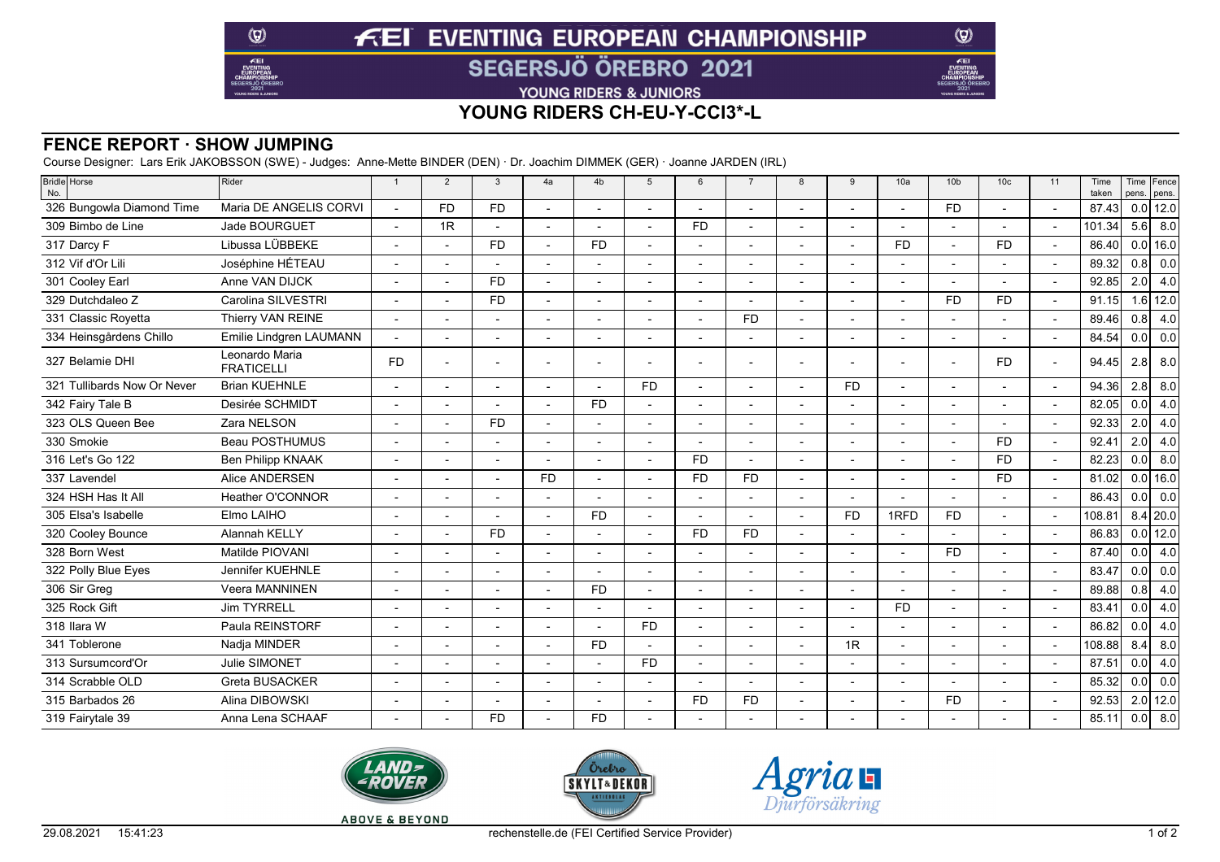# FEI EVENTING EUROPEAN CHAMPIONSHIP

## SEGERSJÖ ÖREBRO 2021

YOUNG RIDERS & JUNIORS

## YOUNG RIDERS CH-EU-Y-CCI3*-L

### FENCE REPORT · SHOW JUMPING

Course Designer: Lars Erik JAKOBSSON (SWE) - Judges: Anne-Mette BINDER (DEN) · Dr. Joachim DIMMEK (GER) · Joanne JARDEN (IRL)

| Bridle No. | Horse | Rider | 1 | 2 | 3 | 4a | 4b | 5 | 6 | 7 | 8 | 9 | 10a | 10b | 10c | 11 | Time taken | Time pens. | Fence pens. |
|---|---|---|---|---|---|---|---|---|---|---|---|---|---|---|---|---|---|---|---|
| 326 | Bungowla Diamond Time | Maria DE ANGELIS CORVI | - | FD | FD | - | - | - | - | - | - | - | - | FD | - | - | 87.43 | 0.0 | 12.0 |
| 309 | Bimbo de Line | Jade BOURGUET | - | 1R | - | - | - | - | FD | - | - | - | - | - | - | - | 101.34 | 5.6 | 8.0 |
| 317 | Darcy F | Libussa LÜBBEKE | - | - | FD | - | FD | - | - | - | - | - | FD | - | FD | - | 86.40 | 0.0 | 16.0 |
| 312 | Vif d'Or Lili | Joséphine HÉTEAU | - | - | - | - | - | - | - | - | - | - | - | - | - | - | 89.32 | 0.8 | 0.0 |
| 301 | Cooley Earl | Anne VAN DIJCK | - | - | FD | - | - | - | - | - | - | - | - | - | - | - | 92.85 | 2.0 | 4.0 |
| 329 | Dutchdaleo Z | Carolina SILVESTRI | - | - | FD | - | - | - | - | - | - | - | - | FD | FD | - | 91.15 | 1.6 | 12.0 |
| 331 | Classic Royetta | Thierry VAN REINE | - | - | - | - | - | - | - | FD | - | - | - | - | - | - | 89.46 | 0.8 | 4.0 |
| 334 | Heinsgårdens Chillo | Emilie Lindgren LAUMANN | - | - | - | - | - | - | - | - | - | - | - | - | - | - | 84.54 | 0.0 | 0.0 |
| 327 | Belamie DHI | Leonardo Maria FRATICELLI | FD | - | - | - | - | - | - | - | - | - | - | - | FD | - | 94.45 | 2.8 | 8.0 |
| 321 | Tullibards Now Or Never | Brian KUEHNLE | - | - | - | - | - | FD | - | - | - | FD | - | - | - | - | 94.36 | 2.8 | 8.0 |
| 342 | Fairy Tale B | Desirée SCHMIDT | - | - | - | - | FD | - | - | - | - | - | - | - | - | - | 82.05 | 0.0 | 4.0 |
| 323 | OLS Queen Bee | Zara NELSON | - | - | FD | - | - | - | - | - | - | - | - | - | - | - | 92.33 | 2.0 | 4.0 |
| 330 | Smokie | Beau POSTHUMUS | - | - | - | - | - | - | - | - | - | - | - | - | FD | - | 92.41 | 2.0 | 4.0 |
| 316 | Let's Go 122 | Ben Philipp KNAAK | - | - | - | - | - | - | FD | - | - | - | - | - | FD | - | 82.23 | 0.0 | 8.0 |
| 337 | Lavendel | Alice ANDERSEN | - | - | - | FD | - | - | FD | FD | - | - | - | - | FD | - | 81.02 | 0.0 | 16.0 |
| 324 | HSH Has It All | Heather O'CONNOR | - | - | - | - | - | - | - | - | - | - | - | - | - | - | 86.43 | 0.0 | 0.0 |
| 305 | Elsa's Isabelle | Elmo LAIHO | - | - | - | - | FD | - | - | - | - | FD | 1RFD | FD | - | - | 108.81 | 8.4 | 20.0 |
| 320 | Cooley Bounce | Alannah KELLY | - | - | FD | - | - | - | FD | FD | - | - | - | - | - | - | 86.83 | 0.0 | 12.0 |
| 328 | Born West | Matilde PIOVANI | - | - | - | - | - | - | - | - | - | - | - | FD | - | - | 87.40 | 0.0 | 4.0 |
| 322 | Polly Blue Eyes | Jennifer KUEHNLE | - | - | - | - | - | - | - | - | - | - | - | - | - | - | 83.47 | 0.0 | 0.0 |
| 306 | Sir Greg | Veera MANNINEN | - | - | - | - | FD | - | - | - | - | - | - | - | - | - | 89.88 | 0.8 | 4.0 |
| 325 | Rock Gift | Jim TYRRELL | - | - | - | - | - | - | - | - | - | - | FD | - | - | - | 83.41 | 0.0 | 4.0 |
| 318 | Ilara W | Paula REINSTORF | - | - | - | - | - | FD | - | - | - | - | - | - | - | - | 86.82 | 0.0 | 4.0 |
| 341 | Toblerone | Nadja MINDER | - | - | - | - | FD | - | - | - | - | 1R | - | - | - | - | 108.88 | 8.4 | 8.0 |
| 313 | Sursumcord'Or | Julie SIMONET | - | - | - | - | - | FD | - | - | - | - | - | - | - | - | 87.51 | 0.0 | 4.0 |
| 314 | Scrabble OLD | Greta BUSACKER | - | - | - | - | - | - | - | - | - | - | - | - | - | - | 85.32 | 0.0 | 0.0 |
| 315 | Barbados 26 | Alina DIBOWSKI | - | - | - | - | - | - | FD | FD | - | - | - | FD | - | - | 92.53 | 2.0 | 12.0 |
| 319 | Fairytale 39 | Anna Lena SCHAAF | - | - | FD | - | FD | - | - | - | - | - | - | - | - | - | 85.11 | 0.0 | 8.0 |

LAND-ROVER ABOVE & BEYOND · Örebro SKYLT & DEKOR · Agria Djurförsäkring

29.08.2021 15:41:23 rechenstelle.de (FEI Certified Service Provider)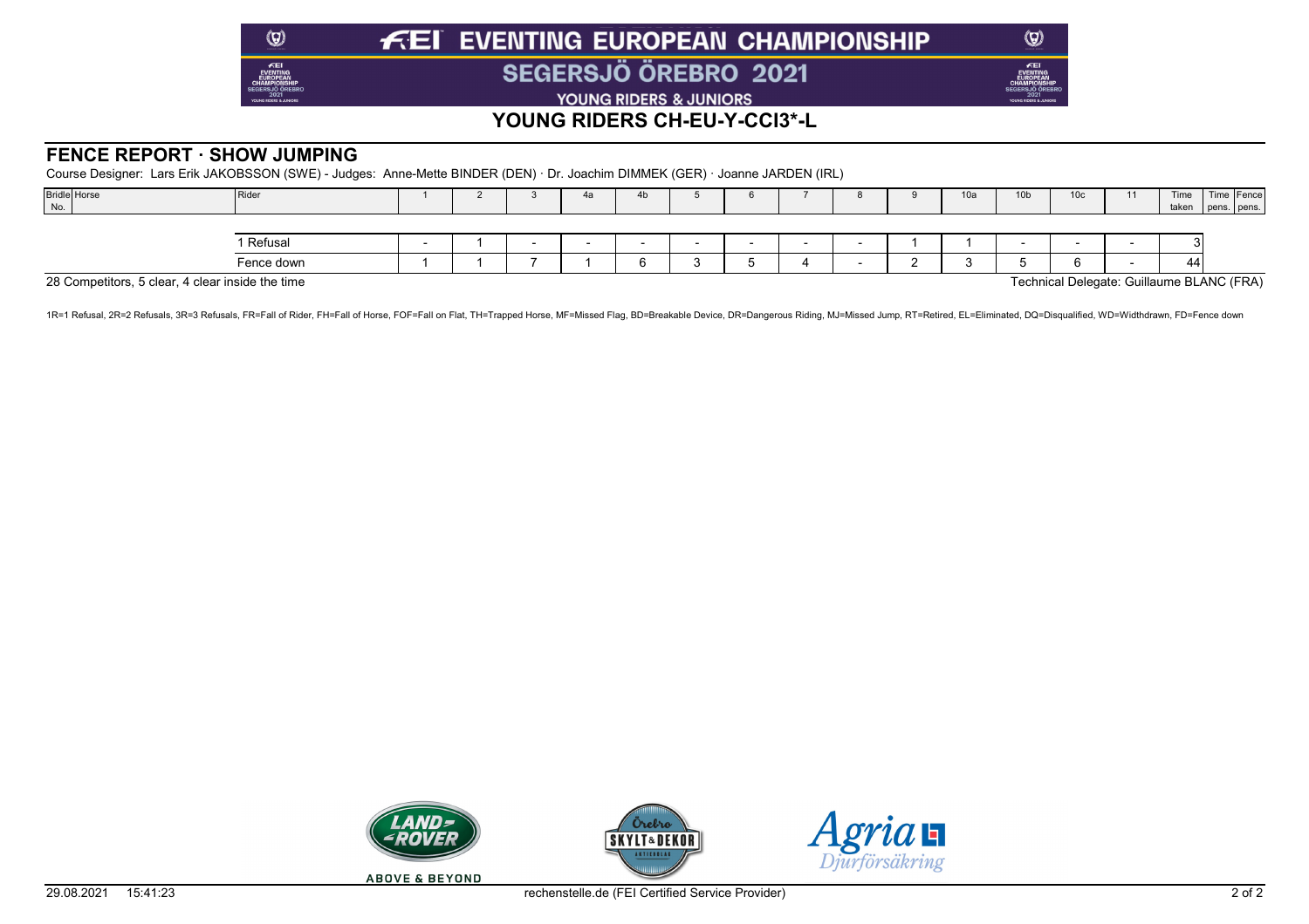# FEI EVENTING EUROPEAN CHAMPIONSHIP

## SEGERSJÖ ÖREBRO 2021

YOUNG RIDERS & JUNIORS

## YOUNG RIDERS CH-EU-Y-CCI3*-L

## FENCE REPORT · SHOW JUMPING

Course Designer: Lars Erik JAKOBSSON (SWE) - Judges: Anne-Mette BINDER (DEN) · Dr. Joachim DIMMEK (GER) · Joanne JARDEN (IRL)

| Bridle No. | Horse | Rider | 1 | 2 | 3 | 4a | 4b | 5 | 6 | 7 | 8 | 9 | 10a | 10b | 10c | 11 | Time taken | Time pens. | Fence pens. |
|---|---|---|---|---|---|---|---|---|---|---|---|---|---|---|---|---|---|---|---|
| | | 1 Refusal | - | 1 | - | - | - | - | - | - | - | 1 | 1 | - | - | - | 3 | | |
| | | Fence down | 1 | 1 | 7 | 1 | 6 | 3 | 5 | 4 | - | 2 | 3 | 5 | 6 | - | 44 | | |

28 Competitors, 5 clear, 4 clear inside the time

Technical Delegate: Guillaume BLANC (FRA)

1R=1 Refusal, 2R=2 Refusals, 3R=3 Refusals, FR=Fall of Rider, FH=Fall of Horse, FOF=Fall on Flat, TH=Trapped Horse, MF=Missed Flag, BD=Breakable Device, DR=Dangerous Riding, MJ=Missed Jump, RT=Retired, EL=Eliminated, DQ=Disqualified, WD=Widthdrawn, FD=Fence down

29.08.2021 15:41:23 rechenstelle.de (FEI Certified Service Provider)